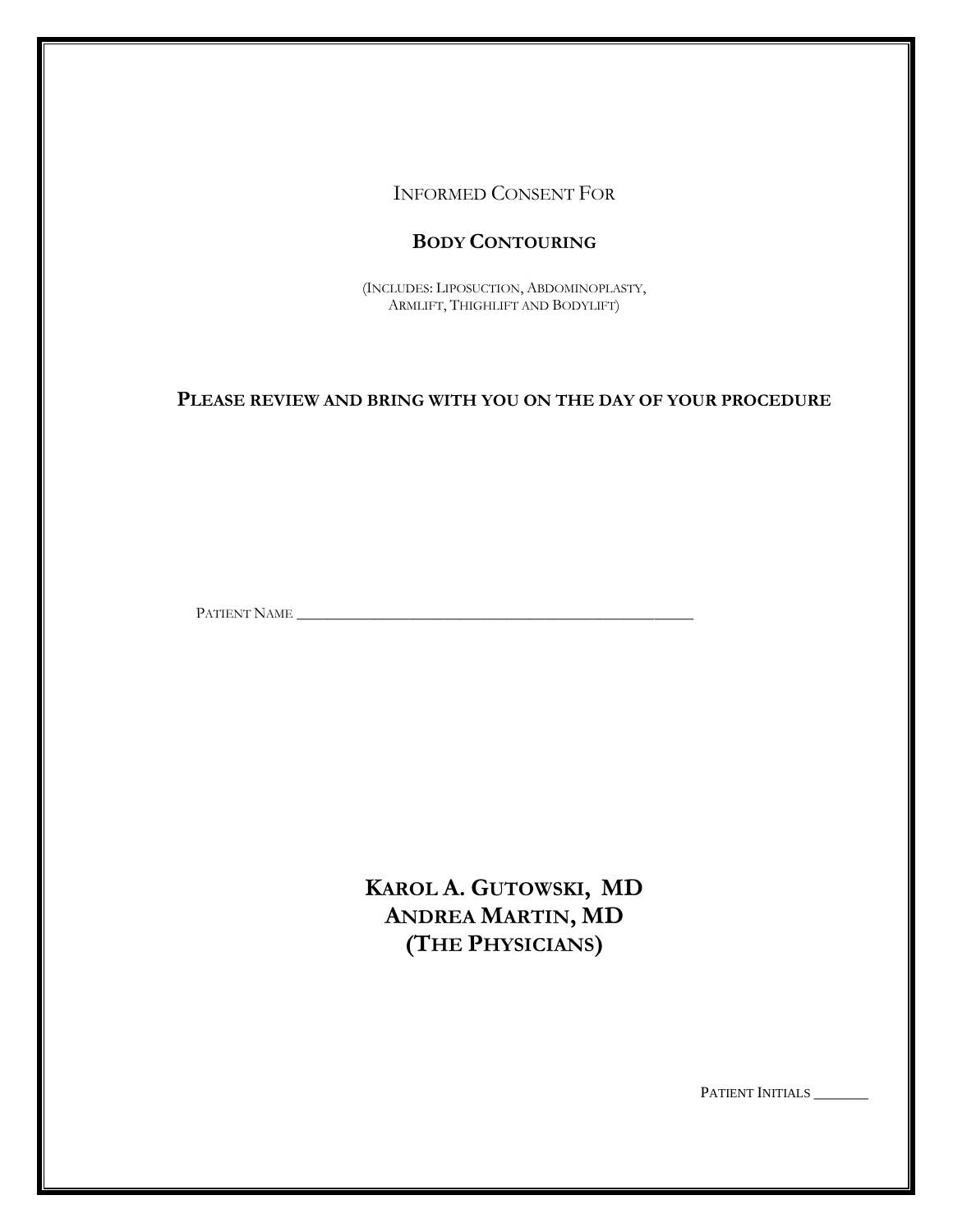INFORMED CONSENT FOR

# BODY CONTOURING

(INCLUDES: LIPOSUCTION, ABDOMINOPLASTY, ARMLIFT, THIGHLIFT AND BODYLIFT)

**PLEASE REVIEW AND BRING WITH YOU ON THE DAY OF YOUR PROCEDURE**

PATIENT NAME ______________________________________________

**KAROL A. GUTOWSKI, MD**
**ANDREA MARTIN, MD**
**(THE PHYSICIANS)**

PATIENT INITIALS _______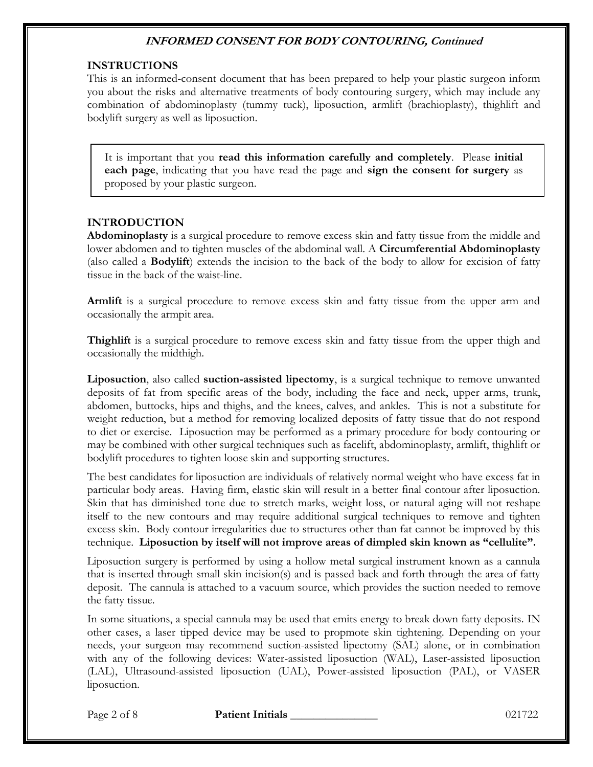## INSTRUCTIONS

This is an informed-consent document that has been prepared to help your plastic surgeon inform you about the risks and alternative treatments of body contouring surgery, which may include any combination of abdominoplasty (tummy tuck), liposuction, armlift (brachioplasty), thighlift and bodylift surgery as well as liposuction.

> It is important that you **read this information carefully and completely**. Please **initial each page**, indicating that you have read the page and **sign the consent for surgery** as proposed by your plastic surgeon.

## INTRODUCTION

**Abdominoplasty** is a surgical procedure to remove excess skin and fatty tissue from the middle and lower abdomen and to tighten muscles of the abdominal wall. A **Circumferential Abdominoplasty** (also called a **Bodylift**) extends the incision to the back of the body to allow for excision of fatty tissue in the back of the waist-line.

**Armlift** is a surgical procedure to remove excess skin and fatty tissue from the upper arm and occasionally the armpit area.

**Thighlift** is a surgical procedure to remove excess skin and fatty tissue from the upper thigh and occasionally the midthigh.

**Liposuction**, also called **suction-assisted lipectomy**, is a surgical technique to remove unwanted deposits of fat from specific areas of the body, including the face and neck, upper arms, trunk, abdomen, buttocks, hips and thighs, and the knees, calves, and ankles. This is not a substitute for weight reduction, but a method for removing localized deposits of fatty tissue that do not respond to diet or exercise. Liposuction may be performed as a primary procedure for body contouring or may be combined with other surgical techniques such as facelift, abdominoplasty, armlift, thighlift or bodylift procedures to tighten loose skin and supporting structures.

The best candidates for liposuction are individuals of relatively normal weight who have excess fat in particular body areas. Having firm, elastic skin will result in a better final contour after liposuction. Skin that has diminished tone due to stretch marks, weight loss, or natural aging will not reshape itself to the new contours and may require additional surgical techniques to remove and tighten excess skin. Body contour irregularities due to structures other than fat cannot be improved by this technique. **Liposuction by itself will not improve areas of dimpled skin known as "cellulite".**

Liposuction surgery is performed by using a hollow metal surgical instrument known as a cannula that is inserted through small skin incision(s) and is passed back and forth through the area of fatty deposit. The cannula is attached to a vacuum source, which provides the suction needed to remove the fatty tissue.

In some situations, a special cannula may be used that emits energy to break down fatty deposits. IN other cases, a laser tipped device may be used to propmote skin tightening. Depending on your needs, your surgeon may recommend suction-assisted lipectomy (SAL) alone, or in combination with any of the following devices: Water-assisted liposuction (WAL), Laser-assisted liposuction (LAL), Ultrasound-assisted liposuction (UAL), Power-assisted liposuction (PAL), or VASER liposuction.

**Patient Initials** _______________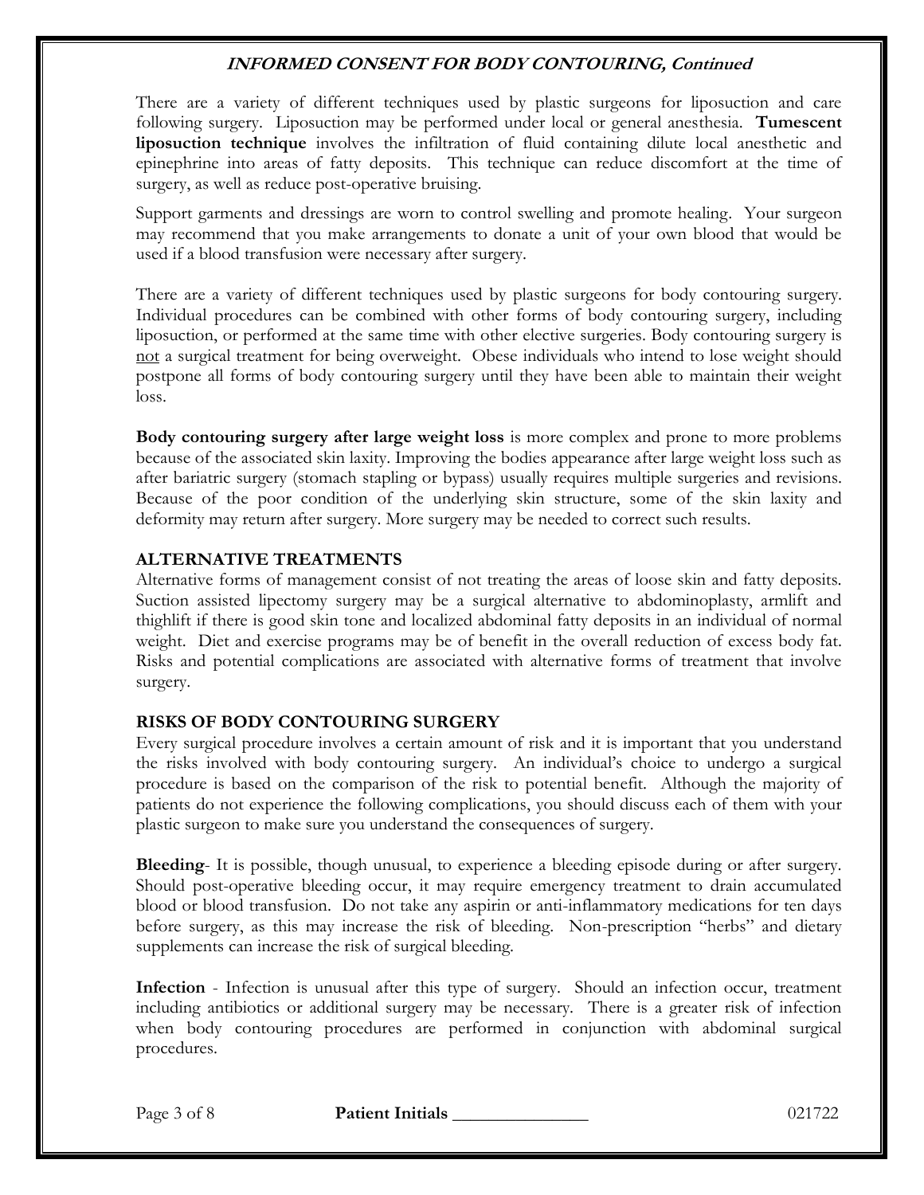There are a variety of different techniques used by plastic surgeons for liposuction and care following surgery. Liposuction may be performed under local or general anesthesia. **Tumescent liposuction technique** involves the infiltration of fluid containing dilute local anesthetic and epinephrine into areas of fatty deposits. This technique can reduce discomfort at the time of surgery, as well as reduce post-operative bruising.

Support garments and dressings are worn to control swelling and promote healing. Your surgeon may recommend that you make arrangements to donate a unit of your own blood that would be used if a blood transfusion were necessary after surgery.

There are a variety of different techniques used by plastic surgeons for body contouring surgery. Individual procedures can be combined with other forms of body contouring surgery, including liposuction, or performed at the same time with other elective surgeries. Body contouring surgery is not a surgical treatment for being overweight. Obese individuals who intend to lose weight should postpone all forms of body contouring surgery until they have been able to maintain their weight loss.

**Body contouring surgery after large weight loss** is more complex and prone to more problems because of the associated skin laxity. Improving the bodies appearance after large weight loss such as after bariatric surgery (stomach stapling or bypass) usually requires multiple surgeries and revisions. Because of the poor condition of the underlying skin structure, some of the skin laxity and deformity may return after surgery. More surgery may be needed to correct such results.

## ALTERNATIVE TREATMENTS

Alternative forms of management consist of not treating the areas of loose skin and fatty deposits. Suction assisted lipectomy surgery may be a surgical alternative to abdominoplasty, armlift and thighlift if there is good skin tone and localized abdominal fatty deposits in an individual of normal weight. Diet and exercise programs may be of benefit in the overall reduction of excess body fat. Risks and potential complications are associated with alternative forms of treatment that involve surgery.

## RISKS OF BODY CONTOURING SURGERY

Every surgical procedure involves a certain amount of risk and it is important that you understand the risks involved with body contouring surgery. An individual's choice to undergo a surgical procedure is based on the comparison of the risk to potential benefit. Although the majority of patients do not experience the following complications, you should discuss each of them with your plastic surgeon to make sure you understand the consequences of surgery.

**Bleeding**- It is possible, though unusual, to experience a bleeding episode during or after surgery. Should post-operative bleeding occur, it may require emergency treatment to drain accumulated blood or blood transfusion. Do not take any aspirin or anti-inflammatory medications for ten days before surgery, as this may increase the risk of bleeding. Non-prescription "herbs" and dietary supplements can increase the risk of surgical bleeding.

**Infection** - Infection is unusual after this type of surgery. Should an infection occur, treatment including antibiotics or additional surgery may be necessary. There is a greater risk of infection when body contouring procedures are performed in conjunction with abdominal surgical procedures.

Patient Initials _______________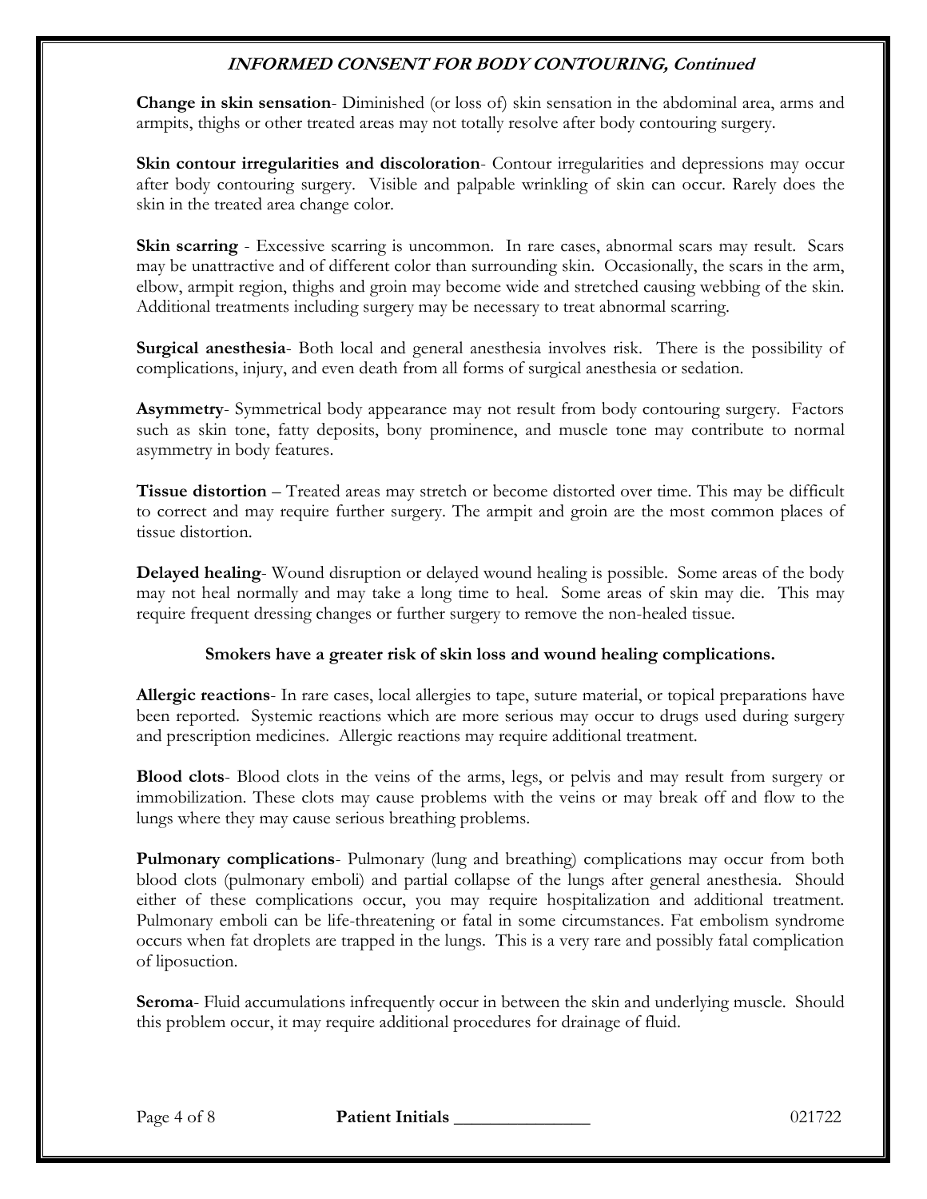**Change in skin sensation**- Diminished (or loss of) skin sensation in the abdominal area, arms and armpits, thighs or other treated areas may not totally resolve after body contouring surgery.

**Skin contour irregularities and discoloration**- Contour irregularities and depressions may occur after body contouring surgery. Visible and palpable wrinkling of skin can occur. Rarely does the skin in the treated area change color.

**Skin scarring** - Excessive scarring is uncommon. In rare cases, abnormal scars may result. Scars may be unattractive and of different color than surrounding skin. Occasionally, the scars in the arm, elbow, armpit region, thighs and groin may become wide and stretched causing webbing of the skin. Additional treatments including surgery may be necessary to treat abnormal scarring.

**Surgical anesthesia**- Both local and general anesthesia involves risk. There is the possibility of complications, injury, and even death from all forms of surgical anesthesia or sedation.

**Asymmetry**- Symmetrical body appearance may not result from body contouring surgery. Factors such as skin tone, fatty deposits, bony prominence, and muscle tone may contribute to normal asymmetry in body features.

**Tissue distortion** – Treated areas may stretch or become distorted over time. This may be difficult to correct and may require further surgery. The armpit and groin are the most common places of tissue distortion.

**Delayed healing**- Wound disruption or delayed wound healing is possible. Some areas of the body may not heal normally and may take a long time to heal. Some areas of skin may die. This may require frequent dressing changes or further surgery to remove the non-healed tissue.

**Smokers have a greater risk of skin loss and wound healing complications.**

**Allergic reactions**- In rare cases, local allergies to tape, suture material, or topical preparations have been reported. Systemic reactions which are more serious may occur to drugs used during surgery and prescription medicines. Allergic reactions may require additional treatment.

**Blood clots**- Blood clots in the veins of the arms, legs, or pelvis and may result from surgery or immobilization. These clots may cause problems with the veins or may break off and flow to the lungs where they may cause serious breathing problems.

**Pulmonary complications**- Pulmonary (lung and breathing) complications may occur from both blood clots (pulmonary emboli) and partial collapse of the lungs after general anesthesia. Should either of these complications occur, you may require hospitalization and additional treatment. Pulmonary emboli can be life-threatening or fatal in some circumstances. Fat embolism syndrome occurs when fat droplets are trapped in the lungs. This is a very rare and possibly fatal complication of liposuction.

**Seroma**- Fluid accumulations infrequently occur in between the skin and underlying muscle. Should this problem occur, it may require additional procedures for drainage of fluid.

**Patient Initials** _______________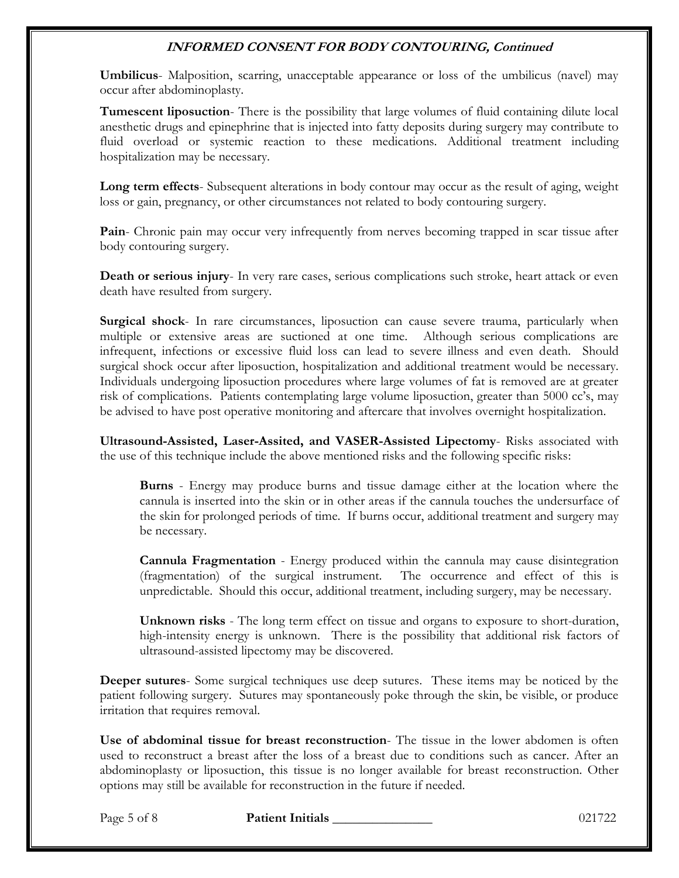**Umbilicus**- Malposition, scarring, unacceptable appearance or loss of the umbilicus (navel) may occur after abdominoplasty.

**Tumescent liposuction**- There is the possibility that large volumes of fluid containing dilute local anesthetic drugs and epinephrine that is injected into fatty deposits during surgery may contribute to fluid overload or systemic reaction to these medications. Additional treatment including hospitalization may be necessary.

**Long term effects**- Subsequent alterations in body contour may occur as the result of aging, weight loss or gain, pregnancy, or other circumstances not related to body contouring surgery.

**Pain**- Chronic pain may occur very infrequently from nerves becoming trapped in scar tissue after body contouring surgery.

**Death or serious injury**- In very rare cases, serious complications such stroke, heart attack or even death have resulted from surgery.

**Surgical shock**- In rare circumstances, liposuction can cause severe trauma, particularly when multiple or extensive areas are suctioned at one time. Although serious complications are infrequent, infections or excessive fluid loss can lead to severe illness and even death. Should surgical shock occur after liposuction, hospitalization and additional treatment would be necessary. Individuals undergoing liposuction procedures where large volumes of fat is removed are at greater risk of complications. Patients contemplating large volume liposuction, greater than 5000 cc's, may be advised to have post operative monitoring and aftercare that involves overnight hospitalization.

**Ultrasound-Assisted, Laser-Assited, and VASER-Assisted Lipectomy**- Risks associated with the use of this technique include the above mentioned risks and the following specific risks:

> **Burns** - Energy may produce burns and tissue damage either at the location where the cannula is inserted into the skin or in other areas if the cannula touches the undersurface of the skin for prolonged periods of time. If burns occur, additional treatment and surgery may be necessary.
>
> **Cannula Fragmentation** - Energy produced within the cannula may cause disintegration (fragmentation) of the surgical instrument. The occurrence and effect of this is unpredictable. Should this occur, additional treatment, including surgery, may be necessary.
>
> **Unknown risks** - The long term effect on tissue and organs to exposure to short-duration, high-intensity energy is unknown. There is the possibility that additional risk factors of ultrasound-assisted lipectomy may be discovered.

**Deeper sutures**- Some surgical techniques use deep sutures. These items may be noticed by the patient following surgery. Sutures may spontaneously poke through the skin, be visible, or produce irritation that requires removal.

**Use of abdominal tissue for breast reconstruction**- The tissue in the lower abdomen is often used to reconstruct a breast after the loss of a breast due to conditions such as cancer. After an abdominoplasty or liposuction, this tissue is no longer available for breast reconstruction. Other options may still be available for reconstruction in the future if needed.

**Patient Initials** _______________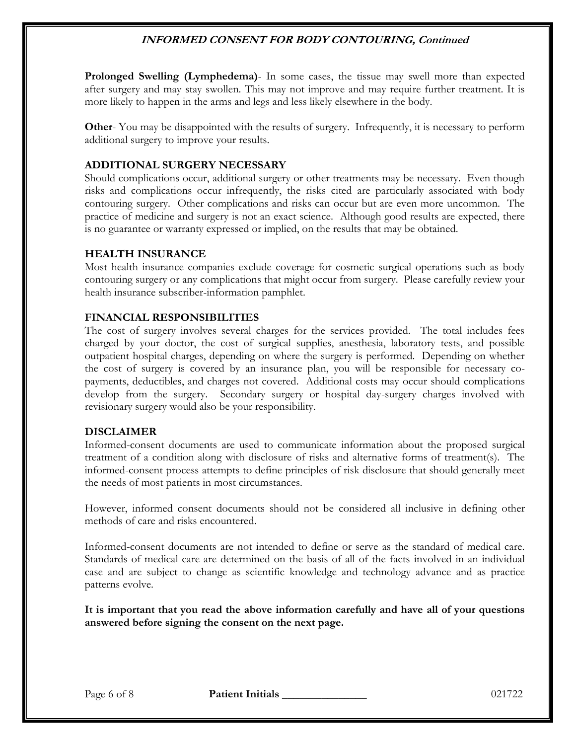**Prolonged Swelling (Lymphedema)**- In some cases, the tissue may swell more than expected after surgery and may stay swollen. This may not improve and may require further treatment. It is more likely to happen in the arms and legs and less likely elsewhere in the body.

**Other**- You may be disappointed with the results of surgery. Infrequently, it is necessary to perform additional surgery to improve your results.

## ADDITIONAL SURGERY NECESSARY

Should complications occur, additional surgery or other treatments may be necessary. Even though risks and complications occur infrequently, the risks cited are particularly associated with body contouring surgery. Other complications and risks can occur but are even more uncommon. The practice of medicine and surgery is not an exact science. Although good results are expected, there is no guarantee or warranty expressed or implied, on the results that may be obtained.

## HEALTH INSURANCE

Most health insurance companies exclude coverage for cosmetic surgical operations such as body contouring surgery or any complications that might occur from surgery. Please carefully review your health insurance subscriber-information pamphlet.

## FINANCIAL RESPONSIBILITIES

The cost of surgery involves several charges for the services provided. The total includes fees charged by your doctor, the cost of surgical supplies, anesthesia, laboratory tests, and possible outpatient hospital charges, depending on where the surgery is performed. Depending on whether the cost of surgery is covered by an insurance plan, you will be responsible for necessary co-payments, deductibles, and charges not covered. Additional costs may occur should complications develop from the surgery. Secondary surgery or hospital day-surgery charges involved with revisionary surgery would also be your responsibility.

## DISCLAIMER

Informed-consent documents are used to communicate information about the proposed surgical treatment of a condition along with disclosure of risks and alternative forms of treatment(s). The informed-consent process attempts to define principles of risk disclosure that should generally meet the needs of most patients in most circumstances.

However, informed consent documents should not be considered all inclusive in defining other methods of care and risks encountered.

Informed-consent documents are not intended to define or serve as the standard of medical care. Standards of medical care are determined on the basis of all of the facts involved in an individual case and are subject to change as scientific knowledge and technology advance and as practice patterns evolve.

**It is important that you read the above information carefully and have all of your questions answered before signing the consent on the next page.**

**Patient Initials** _______________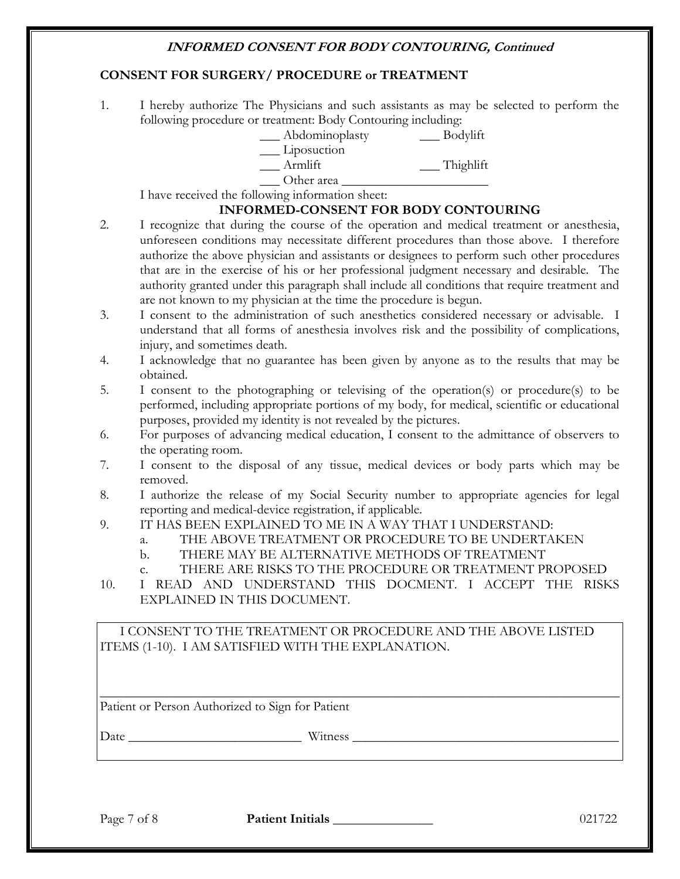# *INFORMED CONSENT FOR BODY CONTOURING, Continued*

**CONSENT FOR SURGERY/ PROCEDURE or TREATMENT**

1. I hereby authorize The Physicians and such assistants as may be selected to perform the following procedure or treatment: Body Contouring including:

   ___ Abdominoplasty  ___ Bodylift
   ___ Liposuction
   ___ Armlift  ___ Thighlift
   ___ Other area ______________________

   I have received the following information sheet:

   **INFORMED-CONSENT FOR BODY CONTOURING**

2. I recognize that during the course of the operation and medical treatment or anesthesia, unforeseen conditions may necessitate different procedures than those above. I therefore authorize the above physician and assistants or designees to perform such other procedures that are in the exercise of his or her professional judgment necessary and desirable. The authority granted under this paragraph shall include all conditions that require treatment and are not known to my physician at the time the procedure is begun.
3. I consent to the administration of such anesthetics considered necessary or advisable. I understand that all forms of anesthesia involves risk and the possibility of complications, injury, and sometimes death.
4. I acknowledge that no guarantee has been given by anyone as to the results that may be obtained.
5. I consent to the photographing or televising of the operation(s) or procedure(s) to be performed, including appropriate portions of my body, for medical, scientific or educational purposes, provided my identity is not revealed by the pictures.
6. For purposes of advancing medical education, I consent to the admittance of observers to the operating room.
7. I consent to the disposal of any tissue, medical devices or body parts which may be removed.
8. I authorize the release of my Social Security number to appropriate agencies for legal reporting and medical-device registration, if applicable.
9. IT HAS BEEN EXPLAINED TO ME IN A WAY THAT I UNDERSTAND:
   a. THE ABOVE TREATMENT OR PROCEDURE TO BE UNDERTAKEN
   b. THERE MAY BE ALTERNATIVE METHODS OF TREATMENT
   c. THERE ARE RISKS TO THE PROCEDURE OR TREATMENT PROPOSED
10. I READ AND UNDERSTAND THIS DOCMENT. I ACCEPT THE RISKS EXPLAINED IN THIS DOCUMENT.

I CONSENT TO THE TREATMENT OR PROCEDURE AND THE ABOVE LISTED ITEMS (1-10). I AM SATISFIED WITH THE EXPLANATION.

_______________________________________________________________

Patient or Person Authorized to Sign for Patient

Date __________________________ Witness ________________________________________

**Patient Initials** _______________ 021722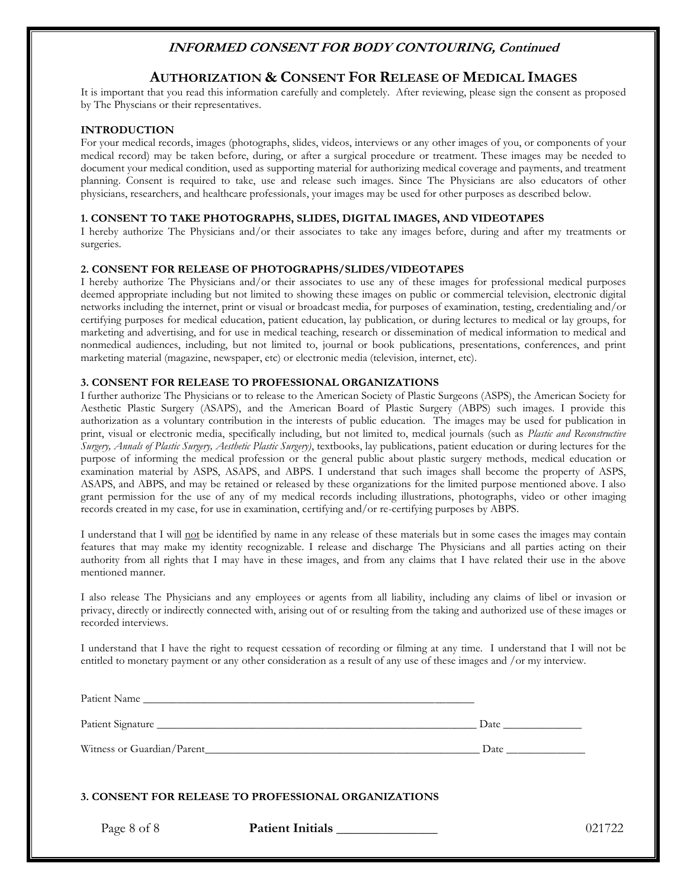***INFORMED CONSENT FOR BODY CONTOURING, Continued***

## AUTHORIZATION & CONSENT FOR RELEASE OF MEDICAL IMAGES

It is important that you read this information carefully and completely. After reviewing, please sign the consent as proposed by The Physcians or their representatives.

**INTRODUCTION**

For your medical records, images (photographs, slides, videos, interviews or any other images of you, or components of your medical record) may be taken before, during, or after a surgical procedure or treatment. These images may be needed to document your medical condition, used as supporting material for authorizing medical coverage and payments, and treatment planning. Consent is required to take, use and release such images. Since The Physicians are also educators of other physicians, researchers, and healthcare professionals, your images may be used for other purposes as described below.

**1. CONSENT TO TAKE PHOTOGRAPHS, SLIDES, DIGITAL IMAGES, AND VIDEOTAPES**

I hereby authorize The Physicians and/or their associates to take any images before, during and after my treatments or surgeries.

**2. CONSENT FOR RELEASE OF PHOTOGRAPHS/SLIDES/VIDEOTAPES**

I hereby authorize The Physicians and/or their associates to use any of these images for professional medical purposes deemed appropriate including but not limited to showing these images on public or commercial television, electronic digital networks including the internet, print or visual or broadcast media, for purposes of examination, testing, credentialing and/or certifying purposes for medical education, patient education, lay publication, or during lectures to medical or lay groups, for marketing and advertising, and for use in medical teaching, research or dissemination of medical information to medical and nonmedical audiences, including, but not limited to, journal or book publications, presentations, conferences, and print marketing material (magazine, newspaper, etc) or electronic media (television, internet, etc).

**3. CONSENT FOR RELEASE TO PROFESSIONAL ORGANIZATIONS**

I further authorize The Physicians or to release to the American Society of Plastic Surgeons (ASPS), the American Society for Aesthetic Plastic Surgery (ASAPS), and the American Board of Plastic Surgery (ABPS) such images. I provide this authorization as a voluntary contribution in the interests of public education. The images may be used for publication in print, visual or electronic media, specifically including, but not limited to, medical journals (such as *Plastic and Reconstructive Surgery, Annals of Plastic Surgery, Aesthetic Plastic Surgery)*, textbooks, lay publications, patient education or during lectures for the purpose of informing the medical profession or the general public about plastic surgery methods, medical education or examination material by ASPS, ASAPS, and ABPS. I understand that such images shall become the property of ASPS, ASAPS, and ABPS, and may be retained or released by these organizations for the limited purpose mentioned above. I also grant permission for the use of any of my medical records including illustrations, photographs, video or other imaging records created in my case, for use in examination, certifying and/or re-certifying purposes by ABPS.

I understand that I will not be identified by name in any release of these materials but in some cases the images may contain features that may make my identity recognizable. I release and discharge The Physicians and all parties acting on their authority from all rights that I may have in these images, and from any claims that I have related their use in the above mentioned manner.

I also release The Physicians and any employees or agents from all liability, including any claims of libel or invasion or privacy, directly or indirectly connected with, arising out of or resulting from the taking and authorized use of these images or recorded interviews.

I understand that I have the right to request cessation of recording or filming at any time. I understand that I will not be entitled to monetary payment or any other consideration as a result of any use of these images and /or my interview.

Patient Name ______________________________________________

Patient Signature ______________________________________________ Date ____________

Witness or Guardian/Parent______________________________________ Date ____________

**3. CONSENT FOR RELEASE TO PROFESSIONAL ORGANIZATIONS**

**Patient Initials** ______________

021722